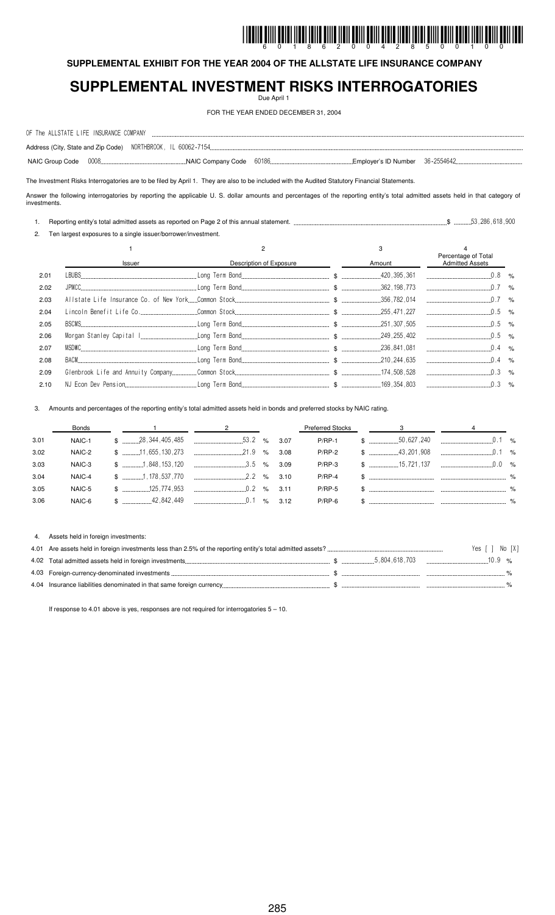**SUPPLEMENTAL EXHIBIT FOR THE YEAR 2004 OF THE ALLSTATE LIFE INSURANCE COMPANY**

# SUPPLEMENTAL INVESTMENT RISKS INTERROGATORIES

Due April 1

FOR THE YEAR ENDED DECEMBER 31, 2004

OF The ALLSTATE LIFE INSURANCE COMPANY

Address (City, State and Zip Code) NORTHBROOK, IL 60062-7154

NAIC Group Code 0008 NAIC Company Code 60186 Employer's ID Number 36-2554642

The Investment Risks Interrogatories are to be filed by April 1. They are also to be included with the Audited Statutory Financial Statements.

Answer the following interrogatories by reporting the applicable U. S. dollar amounts and percentages of the reporting entity's total admitted assets held in that category of investments.

1. Reporting entity's total admitted assets as reported on Page 2 of this annual statement. $ 53,286,618,900

2. Ten largest exposures to a single issuer/borrower/investment.

| | 1<br>Issuer | 2<br>Description of Exposure | 3<br>Amount | 4<br>Percentage of Total Admitted Assets |
|---|---|---|---|---|
| 2.01 | LBUBS | Long Term Bond | $ 420,395,361 | 0.8 % |
| 2.02 | JPMCC | Long Term Bond | $ 362,198,773 | 0.7 % |
| 2.03 | Allstate Life Insurance Co. of New York | Common Stock | $ 356,782,014 | 0.7 % |
| 2.04 | Lincoln Benefit Life Co. | Common Stock | $ 255,471,227 | 0.5 % |
| 2.05 | BSCMS | Long Term Bond | $ 251,307,505 | 0.5 % |
| 2.06 | Morgan Stanley Capital I | Long Term Bond | $ 249,255,402 | 0.5 % |
| 2.07 | MSDWC | Long Term Bond | $ 236,841,081 | 0.4 % |
| 2.08 | BACM | Long Term Bond | $ 210,244,635 | 0.4 % |
| 2.09 | Glenbrook Life and Annuity Company | Common Stock | $ 174,508,528 | 0.3 % |
| 2.10 | NJ Econ Dev Pension | Long Term Bond | $ 169,354,803 | 0.3 % |

3. Amounts and percentages of the reporting entity's total admitted assets held in bonds and preferred stocks by NAIC rating.

| | Bonds | 1 | 2 | | Preferred Stocks | 3 | 4 |
|---|---|---|---|---|---|---|---|
| 3.01 | NAIC-1 | $ 28,344,405,485 | 53.2 % | 3.07 | P/RP-1 | $ 50,627,240 | 0.1 % |
| 3.02 | NAIC-2 | $ 11,655,130,273 | 21.9 % | 3.08 | P/RP-2 | $ 43,201,908 | 0.1 % |
| 3.03 | NAIC-3 | $ 1,848,153,120 | 3.5 % | 3.09 | P/RP-3 | $ 15,721,137 | 0.0 % |
| 3.04 | NAIC-4 | $ 1,178,537,770 | 2.2 % | 3.10 | P/RP-4 | $ | % |
| 3.05 | NAIC-5 | $ 125,774,953 | 0.2 % | 3.11 | P/RP-5 | $ | % |
| 3.06 | NAIC-6 | $ 42,842,449 | 0.1 % | 3.12 | P/RP-6 | $ | % |

4. Assets held in foreign investments:

| | | | |
|---|---|---|---|
| 4.01 | Are assets held in foreign investments less than 2.5% of the reporting entity's total admitted assets? | | Yes [ ] No [X] |
| 4.02 | Total admitted assets held in foreign investments | $ 5,804,618,703 | 10.9 % |
| 4.03 | Foreign-currency-denominated investments | $ | % |
| 4.04 | Insurance liabilities denominated in that same foreign currency | $ | % |

If response to 4.01 above is yes, responses are not required for interrogatories 5 – 10.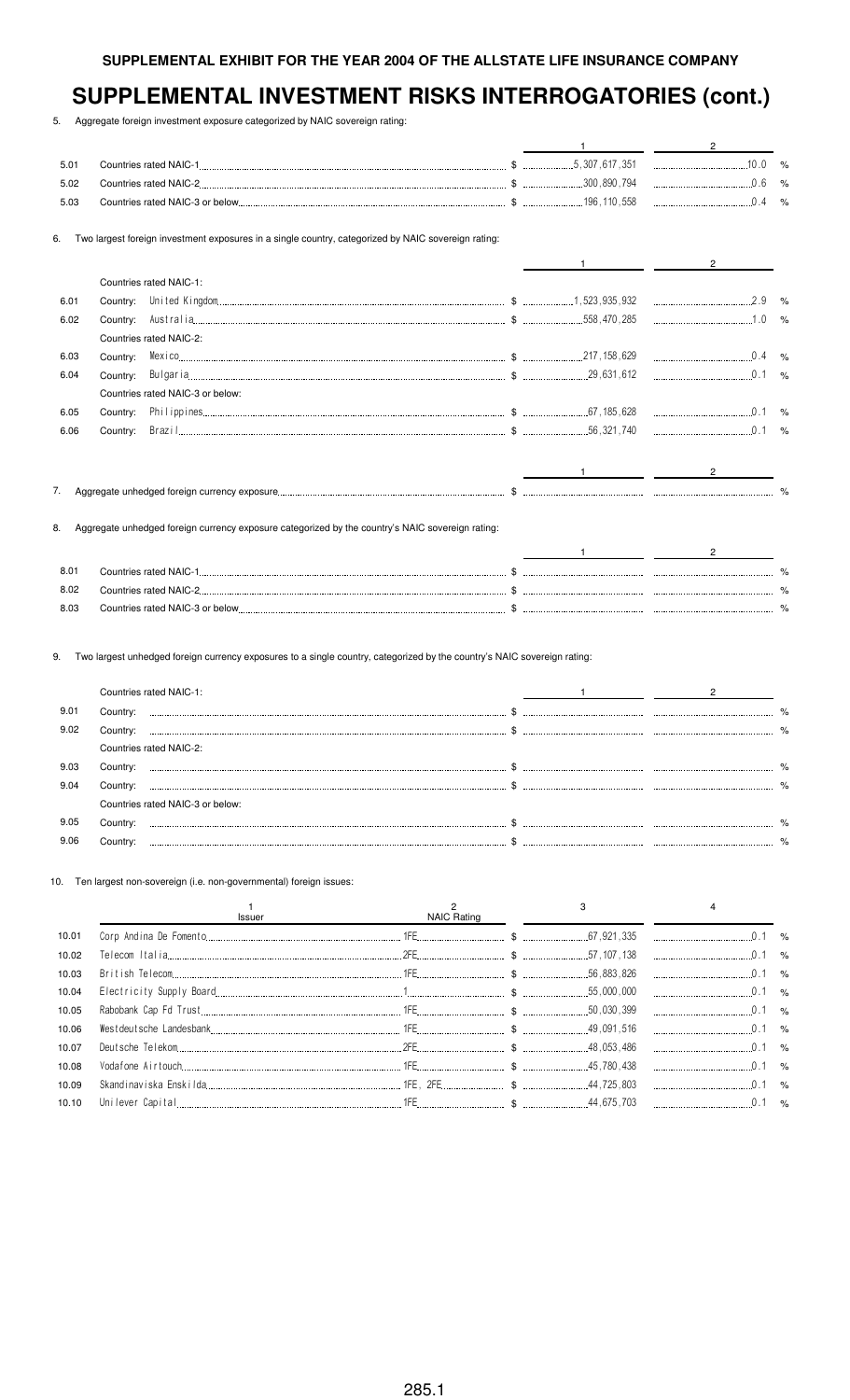SUPPLEMENTAL EXHIBIT FOR THE YEAR 2004 OF THE ALLSTATE LIFE INSURANCE COMPANY

# SUPPLEMENTAL INVESTMENT RISKS INTERROGATORIES (cont.)

5. Aggregate foreign investment exposure categorized by NAIC sovereign rating:

| | | 1 | 2 |
|---|---|---|---|
| 5.01 | Countries rated NAIC-1 | $ 5,307,617,351 | 10.0 % |
| 5.02 | Countries rated NAIC-2 | $ 300,890,794 | 0.6 % |
| 5.03 | Countries rated NAIC-3 or below | $ 196,110,558 | 0.4 % |

6. Two largest foreign investment exposures in a single country, categorized by NAIC sovereign rating:

| | | 1 | 2 |
|---|---|---|---|
| | Countries rated NAIC-1: | | |
| 6.01 | Country: United Kingdom | $ 1,523,935,932 | 2.9 % |
| 6.02 | Country: Australia | $ 558,470,285 | 1.0 % |
| | Countries rated NAIC-2: | | |
| 6.03 | Country: Mexico | $ 217,158,629 | 0.4 % |
| 6.04 | Country: Bulgaria | $ 29,631,612 | 0.1 % |
| | Countries rated NAIC-3 or below: | | |
| 6.05 | Country: Philippines | $ 67,185,628 | 0.1 % |
| 6.06 | Country: Brazil | $ 56,321,740 | 0.1 % |

| | 1 | 2 |
|---|---|---|
| 7. Aggregate unhedged foreign currency exposure | $ | % |

8. Aggregate unhedged foreign currency exposure categorized by the country's NAIC sovereign rating:

| | | 1 | 2 |
|---|---|---|---|
| 8.01 | Countries rated NAIC-1 | $ | % |
| 8.02 | Countries rated NAIC-2 | $ | % |
| 8.03 | Countries rated NAIC-3 or below | $ | % |

9. Two largest unhedged foreign currency exposures to a single country, categorized by the country's NAIC sovereign rating:

| | | 1 | 2 |
|---|---|---|---|
| | Countries rated NAIC-1: | | |
| 9.01 | Country: | $ | % |
| 9.02 | Country: | $ | % |
| | Countries rated NAIC-2: | | |
| 9.03 | Country: | $ | % |
| 9.04 | Country: | $ | % |
| | Countries rated NAIC-3 or below: | | |
| 9.05 | Country: | $ | % |
| 9.06 | Country: | $ | % |

10. Ten largest non-sovereign (i.e. non-governmental) foreign issues:

| | 1<br>Issuer | 2<br>NAIC Rating | 3 | 4 |
|---|---|---|---|---|
| 10.01 | Corp Andina De Fomento | 1FE | $ 67,921,335 | 0.1 % |
| 10.02 | Telecom Italia | 2FE | $ 57,107,138 | 0.1 % |
| 10.03 | British Telecom | 1FE | $ 56,883,826 | 0.1 % |
| 10.04 | Electricity Supply Board | 1 | $ 55,000,000 | 0.1 % |
| 10.05 | Rabobank Cap Fd Trust | 1FE | $ 50,030,399 | 0.1 % |
| 10.06 | Westdeutsche Landesbank | 1FE | $ 49,091,516 | 0.1 % |
| 10.07 | Deutsche Telekom | 2FE | $ 48,053,486 | 0.1 % |
| 10.08 | Vodafone Airtouch | 1FE | $ 45,780,438 | 0.1 % |
| 10.09 | Skandinaviska Enskilda | 1FE, 2FE | $ 44,725,803 | 0.1 % |
| 10.10 | Unilever Capital | 1FE | $ 44,675,703 | 0.1 % |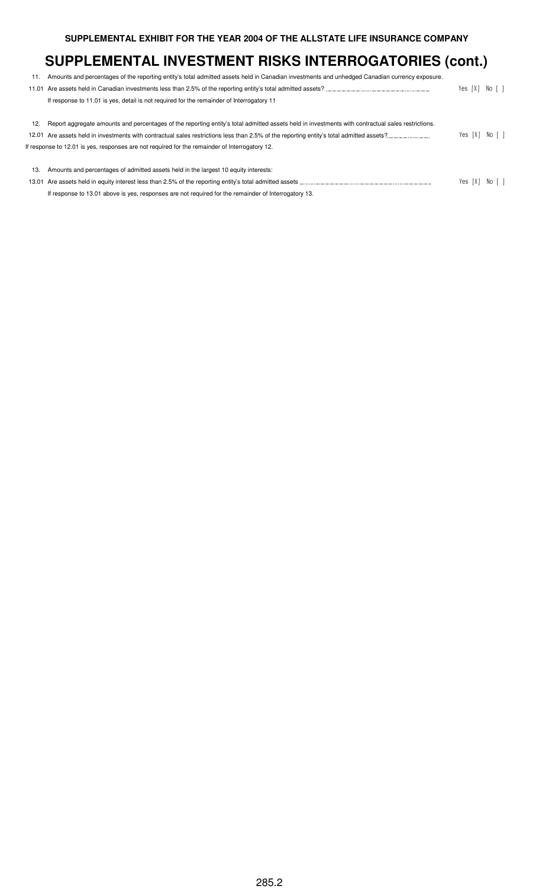**SUPPLEMENTAL EXHIBIT FOR THE YEAR 2004 OF THE ALLSTATE LIFE INSURANCE COMPANY**

# SUPPLEMENTAL INVESTMENT RISKS INTERROGATORIES (cont.)

11. Amounts and percentages of the reporting entity's total admitted assets held in Canadian investments and unhedged Canadian currency exposure.

11.01 Are assets held in Canadian investments less than 2.5% of the reporting entity's total admitted assets? ........................ Yes [X] No [ ]

If response to 11.01 is yes, detail is not required for the remainder of Interrogatory 11

12. Report aggregate amounts and percentages of the reporting entity's total admitted assets held in investments with contractual sales restrictions.

12.01 Are assets held in investments with contractual sales restrictions less than 2.5% of the reporting entity's total admitted assets?........................ Yes [X] No [ ]

If response to 12.01 is yes, responses are not required for the remainder of Interrogatory 12.

13. Amounts and percentages of admitted assets held in the largest 10 equity interests:

13.01 Are assets held in equity interest less than 2.5% of the reporting entity's total admitted assets ........................ Yes [X] No [ ]

If response to 13.01 above is yes, responses are not required for the remainder of Interrogatory 13.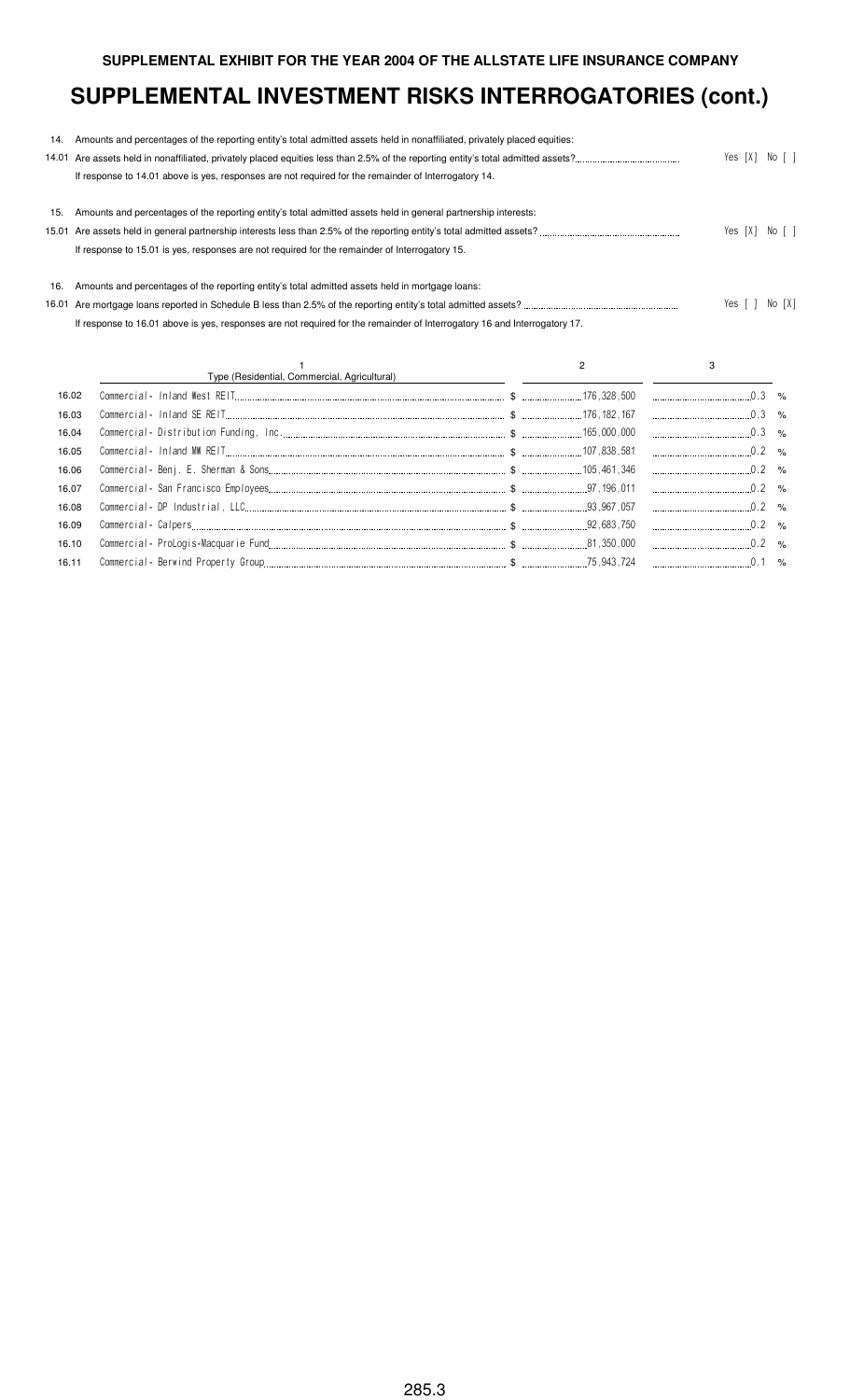**SUPPLEMENTAL EXHIBIT FOR THE YEAR 2004 OF THE ALLSTATE LIFE INSURANCE COMPANY**

# SUPPLEMENTAL INVESTMENT RISKS INTERROGATORIES (cont.)

14. Amounts and percentages of the reporting entity's total admitted assets held in nonaffiliated, privately placed equities:

14.01 Are assets held in nonaffiliated, privately placed equities less than 2.5% of the reporting entity's total admitted assets? Yes [X] No [ ]

If response to 14.01 above is yes, responses are not required for the remainder of Interrogatory 14.

15. Amounts and percentages of the reporting entity's total admitted assets held in general partnership interests:

15.01 Are assets held in general partnership interests less than 2.5% of the reporting entity's total admitted assets? Yes [X] No [ ]

If response to 15.01 above is yes, responses are not required for the remainder of Interrogatory 15.

16. Amounts and percentages of the reporting entity's total admitted assets held in mortgage loans:

16.01 Are mortgage loans reported in Schedule B less than 2.5% of the reporting entity's total admitted assets? Yes [ ] No [X]

If response to 16.01 above is yes, responses are not required for the remainder of Interrogatory 16 and Interrogatory 17.

| | 1<br>Type (Residential, Commercial, Agricultural) | 2 | 3 |
|---|---|---|---|
| 16.02 | Commercial - Inland West REIT | $ 176,328,500 | 0.3 % |
| 16.03 | Commercial - Inland SE REIT | $ 176,182,167 | 0.3 % |
| 16.04 | Commercial - Distribution Funding, Inc. | $ 165,000,000 | 0.3 % |
| 16.05 | Commercial - Inland MW REIT | $ 107,838,581 | 0.2 % |
| 16.06 | Commercial - Benj. E. Sherman & Sons | $ 105,461,346 | 0.2 % |
| 16.07 | Commercial - San Francisco Employees | $ 97,196,011 | 0.2 % |
| 16.08 | Commercial - DP Industrial, LLC | $ 93,967,057 | 0.2 % |
| 16.09 | Commercial - Calpers | $ 92,683,750 | 0.2 % |
| 16.10 | Commercial - ProLogis-Macquarie Fund | $ 81,350,000 | 0.2 % |
| 16.11 | Commercial - Berwind Property Group | $ 75,943,724 | 0.1 % |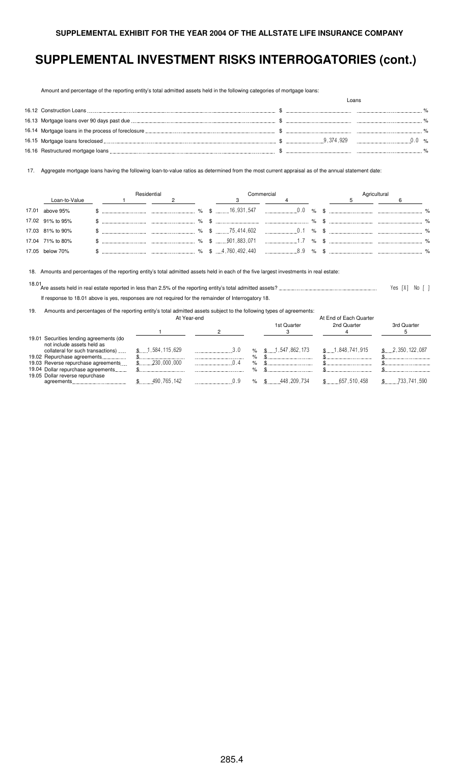SUPPLEMENTAL EXHIBIT FOR THE YEAR 2004 OF THE ALLSTATE LIFE INSURANCE COMPANY

# SUPPLEMENTAL INVESTMENT RISKS INTERROGATORIES (cont.)

Amount and percentage of the reporting entity's total admitted assets held in the following categories of mortgage loans:

| | Loans | |
|---|---|---|
| 16.12 Construction Loans | $ | % |
| 16.13 Mortgage loans over 90 days past due | $ | % |
| 16.14 Mortgage loans in the process of foreclosure | $ | % |
| 16.15 Mortgage loans foreclosed | $ 9,374,929 | 0.0 % |
| 16.16 Restructured mortgage loans | $ | % |

17. Aggregate mortgage loans having the following loan-to-value ratios as determined from the most current appraisal as of the annual statement date:

| | Residential | | Commercial | | Agricultural | |
|---|---|---|---|---|---|---|
| Loan-to-Value | 1 | 2 | 3 | 4 | 5 | 6 |
| 17.01 above 95% | $ | % | $ 16,931,547 | 0.0 % | $ | % |
| 17.02 91% to 95% | $ | % | $ | % | $ | % |
| 17.03 81% to 90% | $ | % | $ 75,414,602 | 0.1 % | $ | % |
| 17.04 71% to 80% | $ | % | $ 901,883,071 | 1.7 % | $ | % |
| 17.05 below 70% | $ | % | $ 4,760,492,440 | 8.9 % | $ | % |

18. Amounts and percentages of the reporting entity's total admitted assets held in each of the five largest investments in real estate:

18.01 Are assets held in real estate reported in less than 2.5% of the reporting entity's total admitted assets? Yes [X] No [ ]

If response to 18.01 above is yes, responses are not required for the remainder of Interrogatory 18.

19. Amounts and percentages of the reporting entity's total admitted assets subject to the following types of agreements:

| | At Year-end | | At End of Each Quarter | | |
|---|---|---|---|---|---|
| | | | 1st Quarter | 2nd Quarter | 3rd Quarter |
| | 1 | 2 | 3 | 4 | 5 |
| 19.01 Securities lending agreements (do not include assets held as collateral for such transactions) | $ 1,584,115,629 | 3.0 % | $ 1,547,862,173 | $ 1,848,741,915 | $ 2,350,122,087 |
| 19.02 Repurchase agreements | $ | % | $ | $ | $ |
| 19.03 Reverse repurchase agreements | $ 230,000,000 | 0.4 % | $ | $ | $ |
| 19.04 Dollar repurchase agreements | $ | % | $ | $ | $ |
| 19.05 Dollar reverse repurchase agreements | $ 490,765,142 | 0.9 % | $ 448,209,734 | $ 657,510,458 | $ 733,741,590 |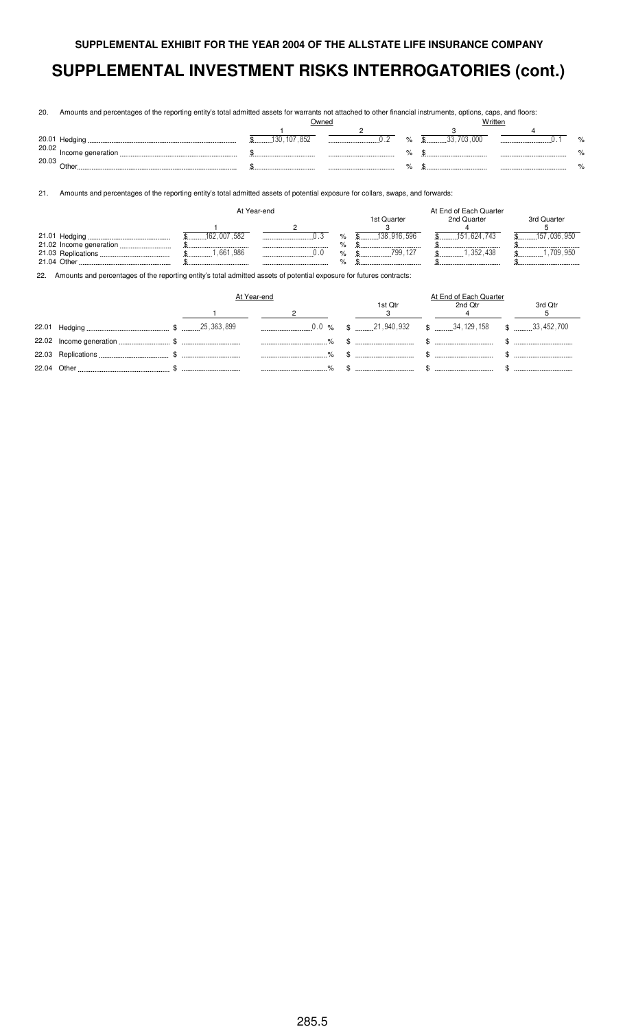**SUPPLEMENTAL EXHIBIT FOR THE YEAR 2004 OF THE ALLSTATE LIFE INSURANCE COMPANY**

# SUPPLEMENTAL INVESTMENT RISKS INTERROGATORIES (cont.)

20. Amounts and percentages of the reporting entity's total admitted assets for warrants not attached to other financial instruments, options, caps, and floors:

| | Owned | | Written | |
|---|---|---|---|---|
| | 1 | 2 | 3 | 4 |
| 20.01 Hedging | $ 130,107,852 | 0.2 % | $ 33,703,000 | 0.1 % |
| 20.02 Income generation | $ | % | $ | % |
| 20.03 Other | $ | % | $ | % |

21. Amounts and percentages of the reporting entity's total admitted assets of potential exposure for collars, swaps, and forwards:

| | At Year-end | | At End of Each Quarter | | |
|---|---|---|---|---|---|
| | | | 1st Quarter | 2nd Quarter | 3rd Quarter |
| | 1 | 2 | 3 | 4 | 5 |
| 21.01 Hedging | $ 162,007,582 | 0.3 % | $ 138,916,596 | $ 151,624,743 | $ 157,036,950 |
| 21.02 Income generation | $ | % | $ | $ | $ |
| 21.03 Replications | $ 1,661,986 | 0.0 % | $ 799,127 | $ 1,352,438 | $ 1,709,950 |
| 21.04 Other | $ | % | $ | $ | $ |

22. Amounts and percentages of the reporting entity's total admitted assets of potential exposure for futures contracts:

| | At Year-end | | At End of Each Quarter | | |
|---|---|---|---|---|---|
| | | | 1st Qtr | 2nd Qtr | 3rd Qtr |
| | 1 | 2 | 3 | 4 | 5 |
| 22.01 Hedging | $ 25,363,899 | 0.0 % | $ 21,940,932 | $ 34,129,158 | $ 33,452,700 |
| 22.02 Income generation | $ | % | $ | $ | $ |
| 22.03 Replications | $ | % | $ | $ | $ |
| 22.04 Other | $ | % | $ | $ | $ |